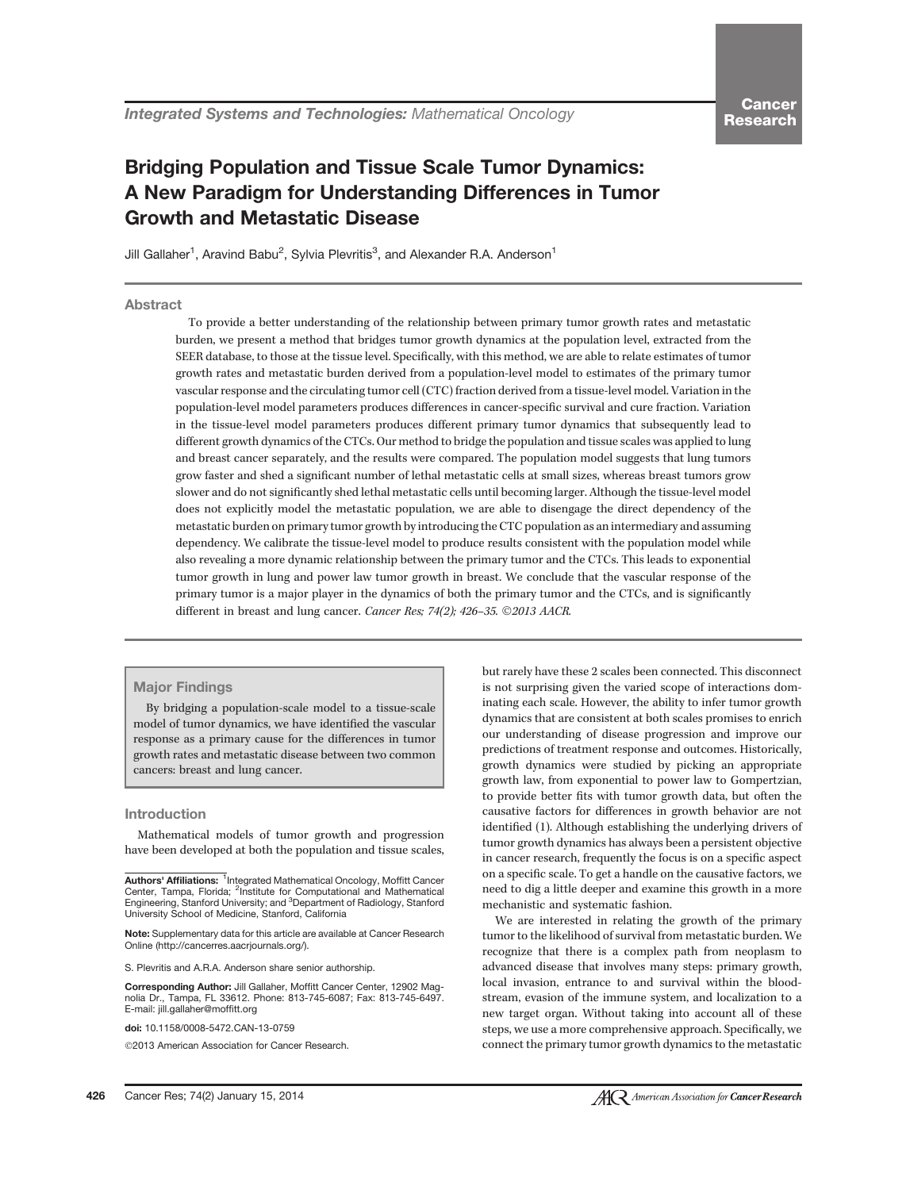*Integrated Systems and Technologies:* Mathematical Oncology

# Bridging Population and Tissue Scale Tumor Dynamics: A New Paradigm for Understanding Differences in Tumor Growth and Metastatic Disease

Jill Gallaher[1], Aravind Babu[2], Sylvia Plevritis[3], and Alexander R.A. Anderson[1]

## Abstract

To provide a better understanding of the relationship between primary tumor growth rates and metastatic burden, we present a method that bridges tumor growth dynamics at the population level, extracted from the SEER database, to those at the tissue level. Specifically, with this method, we are able to relate estimates of tumor growth rates and metastatic burden derived from a population-level model to estimates of the primary tumor vascular response and the circulating tumor cell (CTC) fraction derived from a tissue-level model. Variation in the population-level model parameters produces differences in cancer-specific survival and cure fraction. Variation in the tissue-level model parameters produces different primary tumor dynamics that subsequently lead to different growth dynamics of the CTCs. Our method to bridge the population and tissue scales was applied to lung and breast cancer separately, and the results were compared. The population model suggests that lung tumors grow faster and shed a significant number of lethal metastatic cells at small sizes, whereas breast tumors grow slower and do not significantly shed lethal metastatic cells until becoming larger. Although the tissue-level model does not explicitly model the metastatic population, we are able to disengage the direct dependency of the metastatic burden on primary tumor growth by introducing the CTC population as an intermediary and assuming dependency. We calibrate the tissue-level model to produce results consistent with the population model while also revealing a more dynamic relationship between the primary tumor and the CTCs. This leads to exponential tumor growth in lung and power law tumor growth in breast. We conclude that the vascular response of the primary tumor is a major player in the dynamics of both the primary tumor and the CTCs, and is significantly different in breast and lung cancer. *Cancer Res; 74(2); 426–35. ©2013 AACR.*

### Major Findings

By bridging a population-scale model to a tissue-scale model of tumor dynamics, we have identified the vascular response as a primary cause for the differences in tumor growth rates and metastatic disease between two common cancers: breast and lung cancer.

## Introduction

Mathematical models of tumor growth and progression have been developed at both the population and tissue scales, but rarely have these 2 scales been connected. This disconnect is not surprising given the varied scope of interactions dominating each scale. However, the ability to infer tumor growth dynamics that are consistent at both scales promises to enrich our understanding of disease progression and improve our predictions of treatment response and outcomes. Historically, growth dynamics were studied by picking an appropriate growth law, from exponential to power law to Gompertzian, to provide better fits with tumor growth data, but often the causative factors for differences in growth behavior are not identified (1). Although establishing the underlying drivers of tumor growth dynamics has always been a persistent objective in cancer research, frequently the focus is on a specific aspect on a specific scale. To get a handle on the causative factors, we need to dig a little deeper and examine this growth in a more mechanistic and systematic fashion.

We are interested in relating the growth of the primary tumor to the likelihood of survival from metastatic burden. We recognize that there is a complex path from neoplasm to advanced disease that involves many steps: primary growth, local invasion, entrance to and survival within the bloodstream, evasion of the immune system, and localization to a new target organ. Without taking into account all of these steps, we use a more comprehensive approach. Specifically, we connect the primary tumor growth dynamics to the metastatic

---

**Authors' Affiliations:** [1]Integrated Mathematical Oncology, Moffitt Cancer Center, Tampa, Florida; [2]Institute for Computational and Mathematical Engineering, Stanford University; and [3]Department of Radiology, Stanford University School of Medicine, Stanford, California

**Note:** Supplementary data for this article are available at Cancer Research Online (http://cancerres.aacrjournals.org/).

S. Plevritis and A.R.A. Anderson share senior authorship.

**Corresponding Author:** Jill Gallaher, Moffitt Cancer Center, 12902 Magnolia Dr., Tampa, FL 33612. Phone: 813-745-6087; Fax: 813-745-6497. E-mail: jill.gallaher@moffitt.org

**doi:** 10.1158/0008-5472.CAN-13-0759

©2013 American Association for Cancer Research.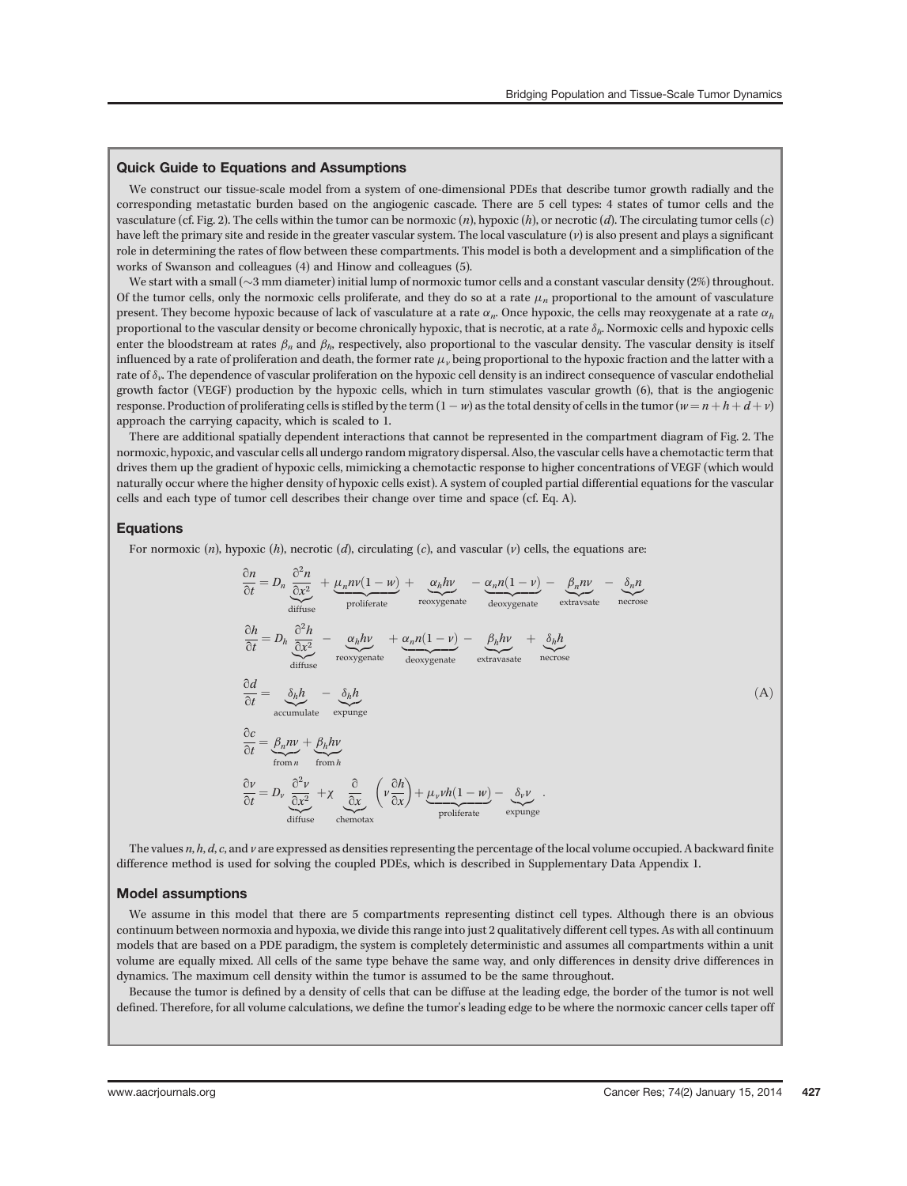## Quick Guide to Equations and Assumptions

We construct our tissue-scale model from a system of one-dimensional PDEs that describe tumor growth radially and the corresponding metastatic burden based on the angiogenic cascade. There are 5 cell types: 4 states of tumor cells and the vasculature (cf. Fig. 2). The cells within the tumor can be normoxic ($n$), hypoxic ($h$), or necrotic ($d$). The circulating tumor cells ($c$) have left the primary site and reside in the greater vascular system. The local vasculature ($v$) is also present and plays a significant role in determining the rates of flow between these compartments. This model is both a development and a simplification of the works of Swanson and colleagues (4) and Hinow and colleagues (5).

We start with a small (~3 mm diameter) initial lump of normoxic tumor cells and a constant vascular density (2%) throughout. Of the tumor cells, only the normoxic cells proliferate, and they do so at a rate $\mu_n$ proportional to the amount of vasculature present. They become hypoxic because of lack of vasculature at a rate $\alpha_n$. Once hypoxic, the cells may reoxygenate at a rate $\alpha_h$ proportional to the vascular density or become chronically hypoxic, that is necrotic, at a rate $\delta_h$. Normoxic cells and hypoxic cells enter the bloodstream at rates $\beta_n$ and $\beta_h$, respectively, also proportional to the vascular density. The vascular density is itself influenced by a rate of proliferation and death, the former rate $\mu_v$ being proportional to the hypoxic fraction and the latter with a rate of $\delta_v$. The dependence of vascular proliferation on the hypoxic cell density is an indirect consequence of vascular endothelial growth factor (VEGF) production by the hypoxic cells, which in turn stimulates vascular growth (6), that is the angiogenic response. Production of proliferating cells is stifled by the term $(1 - w)$ as the total density of cells in the tumor ($w = n + h + d + v$) approach the carrying capacity, which is scaled to 1.

There are additional spatially dependent interactions that cannot be represented in the compartment diagram of Fig. 2. The normoxic, hypoxic, and vascular cells all undergo random migratory dispersal. Also, the vascular cells have a chemotactic term that drives them up the gradient of hypoxic cells, mimicking a chemotactic response to higher concentrations of VEGF (which would naturally occur where the higher density of hypoxic cells exist). A system of coupled partial differential equations for the vascular cells and each type of tumor cell describes their change over time and space (cf. Eq. A).

## Equations

For normoxic ($n$), hypoxic ($h$), necrotic ($d$), circulating ($c$), and vascular ($v$) cells, the equations are:

$$
\begin{aligned}
\frac{\partial n}{\partial t} &= D_n \underbrace{\frac{\partial^2 n}{\partial x^2}}_{\text{diffuse}} + \underbrace{\mu_n n v(1-w)}_{\text{proliferate}} + \underbrace{\alpha_h h v}_{\text{reoxygenate}} - \underbrace{\alpha_n n(1-v)}_{\text{deoxygenate}} - \underbrace{\beta_n n v}_{\text{extravsate}} - \underbrace{\delta_n n}_{\text{necrose}} \\
\frac{\partial h}{\partial t} &= D_h \underbrace{\frac{\partial^2 h}{\partial x^2}}_{\text{diffuse}} - \underbrace{\alpha_h h v}_{\text{reoxygenate}} + \underbrace{\alpha_n n(1-v)}_{\text{deoxygenate}} - \underbrace{\beta_h h v}_{\text{extravasate}} + \underbrace{\delta_h h}_{\text{necrose}} \\
\frac{\partial d}{\partial t} &= \underbrace{\delta_h h}_{\text{accumulate}} - \underbrace{\delta_h h}_{\text{expunge}} \\
\frac{\partial c}{\partial t} &= \underbrace{\beta_n n v}_{\text{from } n} + \underbrace{\beta_h h v}_{\text{from } h} \\
\frac{\partial v}{\partial t} &= D_v \underbrace{\frac{\partial^2 v}{\partial x^2}}_{\text{diffuse}} + \chi \underbrace{\frac{\partial}{\partial x}}_{\text{chemotax}} \left( v \frac{\partial h}{\partial x} \right) + \underbrace{\mu_v v h(1-w)}_{\text{proliferate}} - \underbrace{\delta_v v}_{\text{expunge}} .
\end{aligned}
\tag{A}
$$

The values $n$, $h$, $d$, $c$, and $v$ are expressed as densities representing the percentage of the local volume occupied. A backward finite difference method is used for solving the coupled PDEs, which is described in Supplementary Data Appendix 1.

## Model assumptions

We assume in this model that there are 5 compartments representing distinct cell types. Although there is an obvious continuum between normoxia and hypoxia, we divide this range into just 2 qualitatively different cell types. As with all continuum models that are based on a PDE paradigm, the system is completely deterministic and assumes all compartments within a unit volume are equally mixed. All cells of the same type behave the same way, and only differences in density drive differences in dynamics. The maximum cell density within the tumor is assumed to be the same throughout.

Because the tumor is defined by a density of cells that can be diffuse at the leading edge, the border of the tumor is not well defined. Therefore, for all volume calculations, we define the tumor's leading edge to be where the normoxic cancer cells taper off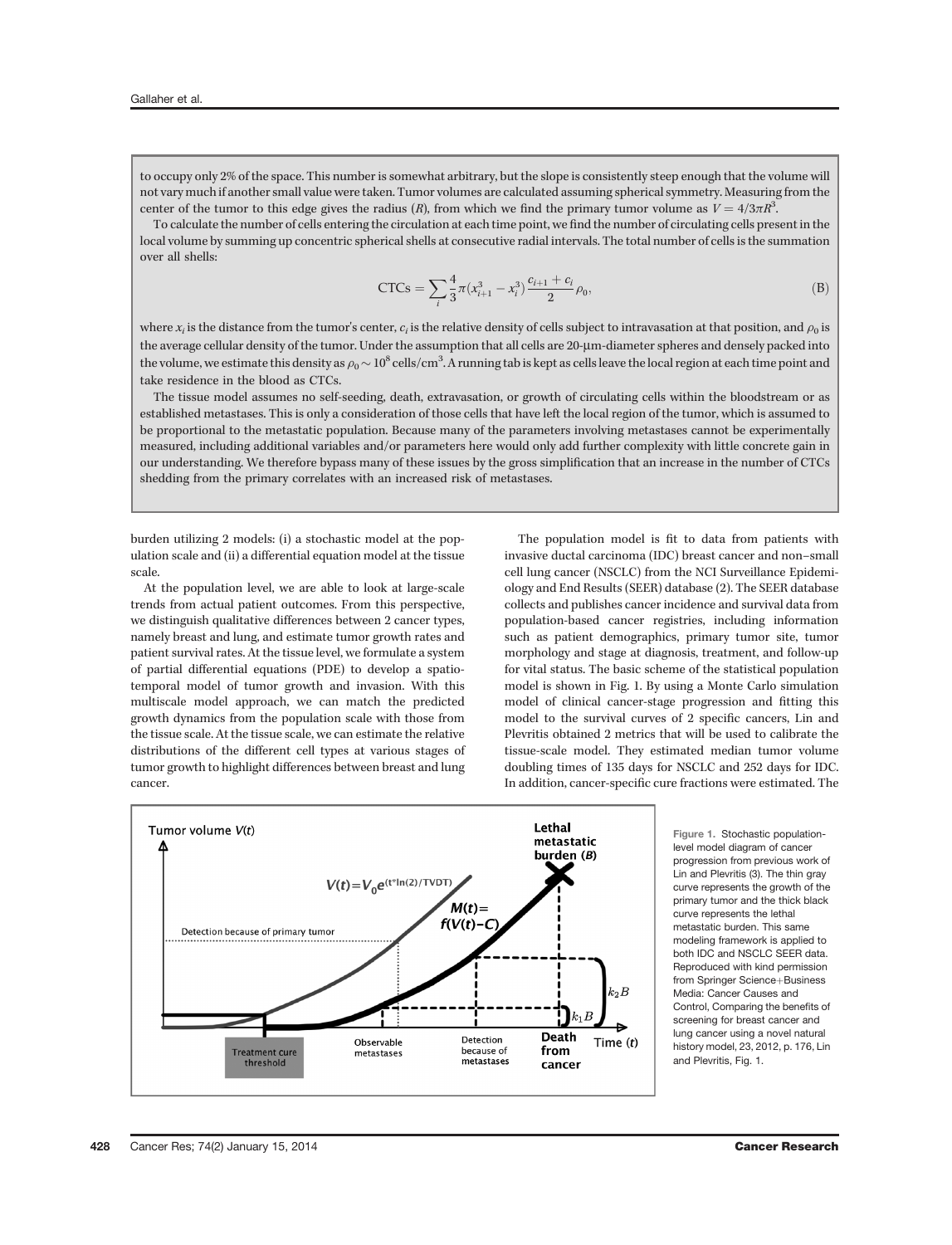to occupy only 2% of the space. This number is somewhat arbitrary, but the slope is consistently steep enough that the volume will not vary much if another small value were taken. Tumor volumes are calculated assuming spherical symmetry. Measuring from the center of the tumor to this edge gives the radius ($R$), from which we find the primary tumor volume as $V = 4/3\pi R^3$.

To calculate the number of cells entering the circulation at each time point, we find the number of circulating cells present in the local volume by summing up concentric spherical shells at consecutive radial intervals. The total number of cells is the summation over all shells:

$$\mathrm{CTCs} = \sum_i \frac{4}{3}\pi(x_{i+1}^3 - x_i^3)\frac{c_{i+1} + c_i}{2}\rho_0, \tag{B}$$

where $x_i$ is the distance from the tumor's center, $c_i$ is the relative density of cells subject to intravasation at that position, and $\rho_0$ is the average cellular density of the tumor. Under the assumption that all cells are 20-μm-diameter spheres and densely packed into the volume, we estimate this density as $\rho_0 \sim 10^8$ cells/cm$^3$. A running tab is kept as cells leave the local region at each time point and take residence in the blood as CTCs.

The tissue model assumes no self-seeding, death, extravasation, or growth of circulating cells within the bloodstream or as established metastases. This is only a consideration of those cells that have left the local region of the tumor, which is assumed to be proportional to the metastatic population. Because many of the parameters involving metastases cannot be experimentally measured, including additional variables and/or parameters here would only add further complexity with little concrete gain in our understanding. We therefore bypass many of these issues by the gross simplification that an increase in the number of CTCs shedding from the primary correlates with an increased risk of metastases.

burden utilizing 2 models: (i) a stochastic model at the population scale and (ii) a differential equation model at the tissue scale.

At the population level, we are able to look at large-scale trends from actual patient outcomes. From this perspective, we distinguish qualitative differences between 2 cancer types, namely breast and lung, and estimate tumor growth rates and patient survival rates. At the tissue level, we formulate a system of partial differential equations (PDE) to develop a spatiotemporal model of tumor growth and invasion. With this multiscale model approach, we can match the predicted growth dynamics from the population scale with those from the tissue scale. At the tissue scale, we can estimate the relative distributions of the different cell types at various stages of tumor growth to highlight differences between breast and lung cancer.

The population model is fit to data from patients with invasive ductal carcinoma (IDC) breast cancer and non–small cell lung cancer (NSCLC) from the NCI Surveillance Epidemiology and End Results (SEER) database (2). The SEER database collects and publishes cancer incidence and survival data from population-based cancer registries, including information such as patient demographics, primary tumor site, tumor morphology and stage at diagnosis, treatment, and follow-up for vital status. The basic scheme of the statistical population model is shown in Fig. 1. By using a Monte Carlo simulation model of clinical cancer-stage progression and fitting this model to the survival curves of 2 specific cancers, Lin and Plevritis obtained 2 metrics that will be used to calibrate the tissue-scale model. They estimated median tumor volume doubling times of 135 days for NSCLC and 252 days for IDC. In addition, cancer-specific cure fractions were estimated. The

Tumor volume $V(t)$

Lethal metastatic burden ($B$)

$V(t)=V_0e^{(t*\ln(2)/TVDT)}$

$M(t)= f(V(t)-C)$

Detection because of primary tumor

$k_2B$

$k_1B$

Treatment cure threshold

Observable metastases

Detection because of metastases

Death from cancer

Time ($t$)

Figure 1. Stochastic population-level model diagram of cancer progression from previous work of Lin and Plevritis (3). The thin gray curve represents the growth of the primary tumor and the thick black curve represents the lethal metastatic burden. This same modeling framework is applied to both IDC and NSCLC SEER data. Reproduced with kind permission from Springer Science+Business Media: Cancer Causes and Control, Comparing the benefits of screening for breast cancer and lung cancer using a novel natural history model, 23, 2012, p. 176, Lin and Plevritis, Fig. 1.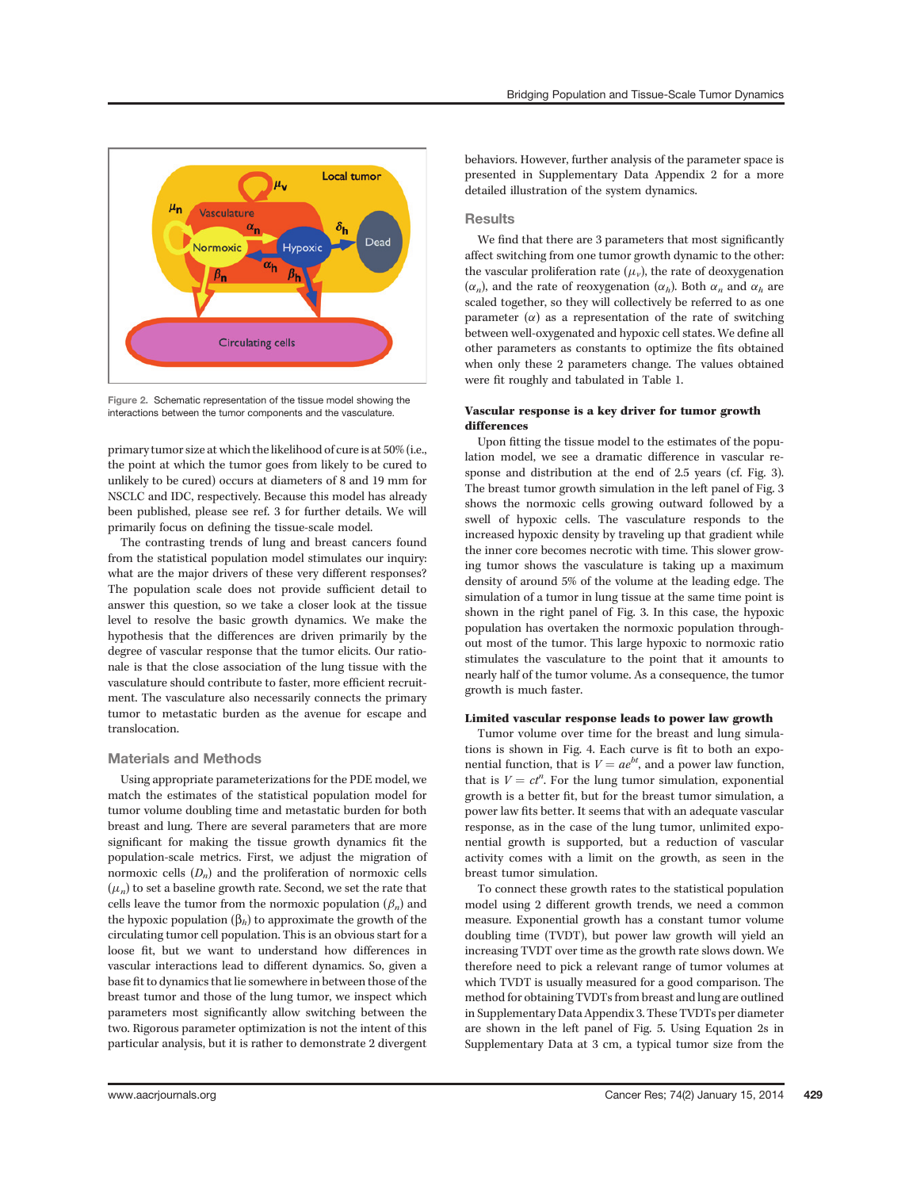Figure 2. Schematic representation of the tissue model showing the interactions between the tumor components and the vasculature.

primary tumor size at which the likelihood of cure is at 50% (i.e., the point at which the tumor goes from likely to be cured to unlikely to be cured) occurs at diameters of 8 and 19 mm for NSCLC and IDC, respectively. Because this model has already been published, please see ref. 3 for further details. We will primarily focus on defining the tissue-scale model.

The contrasting trends of lung and breast cancers found from the statistical population model stimulates our inquiry: what are the major drivers of these very different responses? The population scale does not provide sufficient detail to answer this question, so we take a closer look at the tissue level to resolve the basic growth dynamics. We make the hypothesis that the differences are driven primarily by the degree of vascular response that the tumor elicits. Our rationale is that the close association of the lung tissue with the vasculature should contribute to faster, more efficient recruitment. The vasculature also necessarily connects the primary tumor to metastatic burden as the avenue for escape and translocation.

## Materials and Methods

Using appropriate parameterizations for the PDE model, we match the estimates of the statistical population model for tumor volume doubling time and metastatic burden for both breast and lung. There are several parameters that are more significant for making the tissue growth dynamics fit the population-scale metrics. First, we adjust the migration of normoxic cells ($D_n$) and the proliferation of normoxic cells ($\mu_n$) to set a baseline growth rate. Second, we set the rate that cells leave the tumor from the normoxic population ($\beta_n$) and the hypoxic population ($\beta_h$) to approximate the growth of the circulating tumor cell population. This is an obvious start for a loose fit, but we want to understand how differences in vascular interactions lead to different dynamics. So, given a base fit to dynamics that lie somewhere in between those of the breast tumor and those of the lung tumor, we inspect which parameters most significantly allow switching between the two. Rigorous parameter optimization is not the intent of this particular analysis, but it is rather to demonstrate 2 divergent behaviors. However, further analysis of the parameter space is presented in Supplementary Data Appendix 2 for a more detailed illustration of the system dynamics.

## Results

We find that there are 3 parameters that most significantly affect switching from one tumor growth dynamic to the other: the vascular proliferation rate ($\mu_v$), the rate of deoxygenation ($\alpha_n$), and the rate of reoxygenation ($\alpha_h$). Both $\alpha_n$ and $\alpha_h$ are scaled together, so they will collectively be referred to as one parameter ($\alpha$) as a representation of the rate of switching between well-oxygenated and hypoxic cell states. We define all other parameters as constants to optimize the fits obtained when only these 2 parameters change. The values obtained were fit roughly and tabulated in Table 1.

### Vascular response is a key driver for tumor growth differences

Upon fitting the tissue model to the estimates of the population model, we see a dramatic difference in vascular response and distribution at the end of 2.5 years (cf. Fig. 3). The breast tumor growth simulation in the left panel of Fig. 3 shows the normoxic cells growing outward followed by a swell of hypoxic cells. The vasculature responds to the increased hypoxic density by traveling up that gradient while the inner core becomes necrotic with time. This slower growing tumor shows the vasculature is taking up a maximum density of around 5% of the volume at the leading edge. The simulation of a tumor in lung tissue at the same time point is shown in the right panel of Fig. 3. In this case, the hypoxic population has overtaken the normoxic population throughout most of the tumor. This large hypoxic to normoxic ratio stimulates the vasculature to the point that it amounts to nearly half of the tumor volume. As a consequence, the tumor growth is much faster.

### Limited vascular response leads to power law growth

Tumor volume over time for the breast and lung simulations is shown in Fig. 4. Each curve is fit to both an exponential function, that is $V = ae^{bt}$, and a power law function, that is $V = ct^{n}$. For the lung tumor simulation, exponential growth is a better fit, but for the breast tumor simulation, a power law fits better. It seems that with an adequate vascular response, as in the case of the lung tumor, unlimited exponential growth is supported, but a reduction of vascular activity comes with a limit on the growth, as seen in the breast tumor simulation.

To connect these growth rates to the statistical population model using 2 different growth trends, we need a common measure. Exponential growth has a constant tumor volume doubling time (TVDT), but power law growth will yield an increasing TVDT over time as the growth rate slows down. We therefore need to pick a relevant range of tumor volumes at which TVDT is usually measured for a good comparison. The method for obtaining TVDTs from breast and lung are outlined in Supplementary Data Appendix 3. These TVDTs per diameter are shown in the left panel of Fig. 5. Using Equation 2s in Supplementary Data at 3 cm, a typical tumor size from the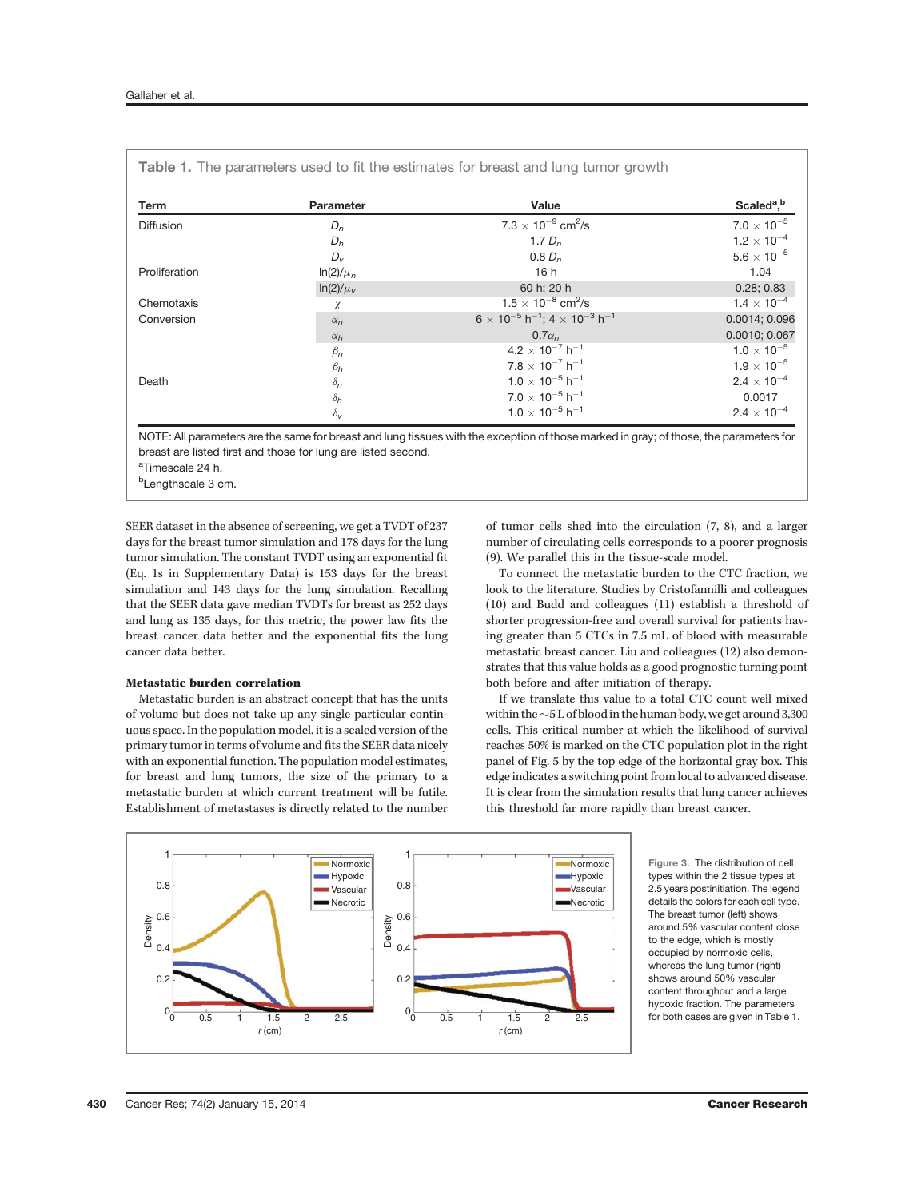**Table 1.** The parameters used to fit the estimates for breast and lung tumor growth

| Term | Parameter | Value | Scaled[a,b] |
|---|---|---|---|
| Diffusion | $D_n$ | $7.3 \times 10^{-9}$ cm$^2$/s | $7.0 \times 10^{-5}$ |
| | $D_h$ | $1.7\ D_n$ | $1.2 \times 10^{-4}$ |
| | $D_v$ | $0.8\ D_n$ | $5.6 \times 10^{-5}$ |
| Proliferation | $\ln(2)/\mu_n$ | 16 h | 1.04 |
| | $\ln(2)/\mu_v$ | 60 h; 20 h | 0.28; 0.83 |
| Chemotaxis | $\chi$ | $1.5 \times 10^{-8}$ cm$^2$/s | $1.4 \times 10^{-4}$ |
| Conversion | $\alpha_n$ | $6 \times 10^{-5}$ h$^{-1}$; $4 \times 10^{-3}$ h$^{-1}$ | 0.0014; 0.096 |
| | $\alpha_h$ | $0.7\alpha_n$ | 0.0010; 0.067 |
| | $\beta_n$ | $4.2 \times 10^{-7}$ h$^{-1}$ | $1.0 \times 10^{-5}$ |
| | $\beta_h$ | $7.8 \times 10^{-7}$ h$^{-1}$ | $1.9 \times 10^{-5}$ |
| Death | $\delta_n$ | $1.0 \times 10^{-5}$ h$^{-1}$ | $2.4 \times 10^{-4}$ |
| | $\delta_h$ | $7.0 \times 10^{-5}$ h$^{-1}$ | 0.0017 |
| | $\delta_v$ | $1.0 \times 10^{-5}$ h$^{-1}$ | $2.4 \times 10^{-4}$ |

NOTE: All parameters are the same for breast and lung tissues with the exception of those marked in gray; of those, the parameters for breast are listed first and those for lung are listed second.
[a]Timescale 24 h.
[b]Lengthscale 3 cm.

SEER dataset in the absence of screening, we get a TVDT of 237 days for the breast tumor simulation and 178 days for the lung tumor simulation. The constant TVDT using an exponential fit (Eq. 1s in Supplementary Data) is 153 days for the breast simulation and 143 days for the lung simulation. Recalling that the SEER data gave median TVDTs for breast as 252 days and lung as 135 days, for this metric, the power law fits the breast cancer data better and the exponential fits the lung cancer data better.

### Metastatic burden correlation

Metastatic burden is an abstract concept that has the units of volume but does not take up any single particular continuous space. In the population model, it is a scaled version of the primary tumor in terms of volume and fits the SEER data nicely with an exponential function. The population model estimates, for breast and lung tumors, the size of the primary to a metastatic burden at which current treatment will be futile. Establishment of metastases is directly related to the number of tumor cells shed into the circulation (7, 8), and a larger number of circulating cells corresponds to a poorer prognosis (9). We parallel this in the tissue-scale model.

To connect the metastatic burden to the CTC fraction, we look to the literature. Studies by Cristofannilli and colleagues (10) and Budd and colleagues (11) establish a threshold of shorter progression-free and overall survival for patients having greater than 5 CTCs in 7.5 mL of blood with measurable metastatic breast cancer. Liu and colleagues (12) also demonstrates that this value holds as a good prognostic turning point both before and after initiation of therapy.

If we translate this value to a total CTC count well mixed within the ~5 L of blood in the human body, we get around 3,300 cells. This critical number at which the likelihood of survival reaches 50% is marked on the CTC population plot in the right panel of Fig. 5 by the top edge of the horizontal gray box. This edge indicates a switching point from local to advanced disease. It is clear from the simulation results that lung cancer achieves this threshold far more rapidly than breast cancer.

**Figure 3.** The distribution of cell types within the 2 tissue types at 2.5 years postinitiation. The legend details the colors for each cell type. The breast tumor (left) shows around 5% vascular content close to the edge, which is mostly occupied by normoxic cells, whereas the lung tumor (right) shows around 50% vascular content throughout and a large hypoxic fraction. The parameters for both cases are given in Table 1.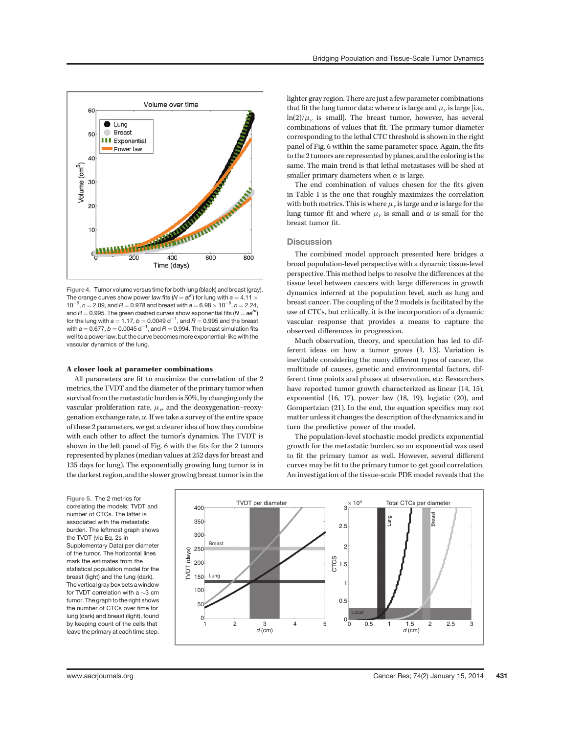Figure 4. Tumor volume versus time for both lung (black) and breast (gray). The orange curves show power law fits ($N = at^n$) for lung with $a = 4.11 \times 10^{-5}$, $n = 2.09$, and $R = 0.978$ and breast with $a = 6.98 \times 10^{-6}$, $n = 2.24$, and $R = 0.995$. The green dashed curves show exponential fits ($N = ae^{bt}$) for the lung with $a = 1.17$, $b = 0.0049\ \text{d}^{-1}$, and $R = 0.995$ and the breast with $a = 0.677$, $b = 0.0045\ \text{d}^{-1}$, and $R = 0.994$. The breast simulation fits well to a power law, but the curve becomes more exponential-like with the vascular dynamics of the lung.

### A closer look at parameter combinations

All parameters are fit to maximize the correlation of the 2 metrics, the TVDT and the diameter of the primary tumor when survival from the metastatic burden is 50%, by changing only the vascular proliferation rate, $\mu_\nu$, and the deoxygenation–reoxygenation exchange rate, $\alpha$. If we take a survey of the entire space of these 2 parameters, we get a clearer idea of how they combine with each other to affect the tumor's dynamics. The TVDT is shown in the left panel of Fig. 6 with the fits for the 2 tumors represented by planes (median values at 252 days for breast and 135 days for lung). The exponentially growing lung tumor is in the darkest region, and the slower growing breast tumor is in the lighter gray region. There are just a few parameter combinations that fit the lung tumor data: where $\alpha$ is large and $\mu_\nu$ is large [i.e., $\ln(2)/\mu_\nu$ is small]. The breast tumor, however, has several combinations of values that fit. The primary tumor diameter corresponding to the lethal CTC threshold is shown in the right panel of Fig. 6 within the same parameter space. Again, the fits to the 2 tumors are represented by planes, and the coloring is the same. The main trend is that lethal metastases will be shed at smaller primary diameters when $\alpha$ is large.

The end combination of values chosen for the fits given in Table 1 is the one that roughly maximizes the correlation with both metrics. This is where $\mu_\nu$ is large and $\alpha$ is large for the lung tumor fit and where $\mu_\nu$ is small and $\alpha$ is small for the breast tumor fit.

## Discussion

The combined model approach presented here bridges a broad population-level perspective with a dynamic tissue-level perspective. This method helps to resolve the differences at the tissue level between cancers with large differences in growth dynamics inferred at the population level, such as lung and breast cancer. The coupling of the 2 models is facilitated by the use of CTCs, but critically, it is the incorporation of a dynamic vascular response that provides a means to capture the observed differences in progression.

Much observation, theory, and speculation has led to different ideas on how a tumor grows (1, 13). Variation is inevitable considering the many different types of cancer, the multitude of causes, genetic and environmental factors, different time points and phases at observation, etc. Researchers have reported tumor growth characterized as linear (14, 15), exponential (16, 17), power law (18, 19), logistic (20), and Gompertzian (21). In the end, the equation specifics may not matter unless it changes the description of the dynamics and in turn the predictive power of the model.

The population-level stochastic model predicts exponential growth for the metastatic burden, so an exponential was used to fit the primary tumor as well. However, several different curves may be fit to the primary tumor to get good correlation. An investigation of the tissue-scale PDE model reveals that the

Figure 5. The 2 metrics for correlating the models: TVDT and number of CTCs. The latter is associated with the metastatic burden. The leftmost graph shows the TVDT (via Eq. 2s in Supplementary Data) per diameter of the tumor. The horizontal lines mark the estimates from the statistical population model for the breast (light) and the lung (dark). The vertical gray box sets a window for TVDT correlation with a ~3 cm tumor. The graph to the right shows the number of CTCs over time for lung (dark) and breast (light), found by keeping count of the cells that leave the primary at each time step.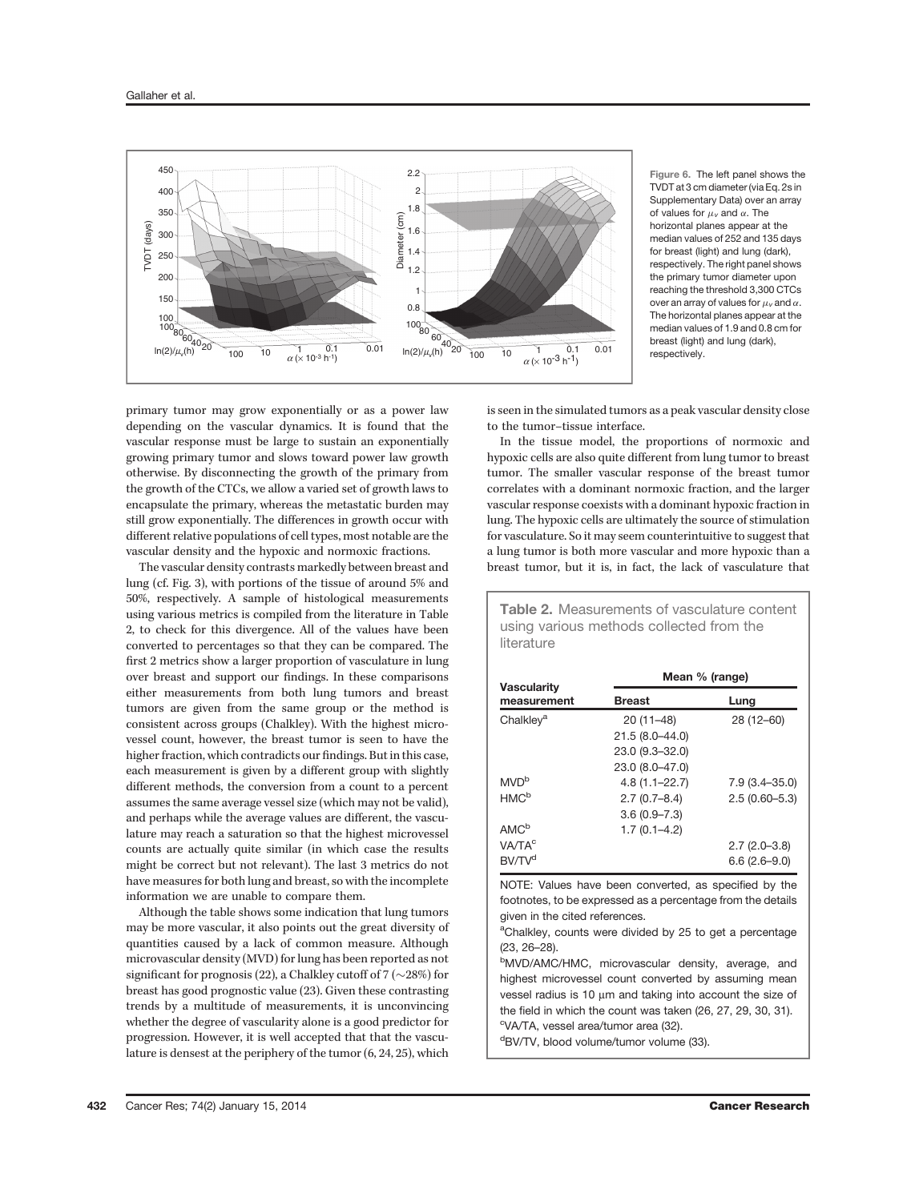450
400
350
300
250
200
150
100
TVDT (days)
100
80
60
40
20
$\ln(2)/\mu_v$(h)
100
10
1
0.1
0.01
$\alpha$ ($\times 10^{-3}$ h$^{-1}$)

2.2
2
1.8
1.6
1.4
1.2
1
0.8
Diameter (cm)
100
80
60
40
20
$\ln(2)/\mu_v$(h)
100
10
1
0.1
0.01
$\alpha$ ($\times 10^{-3}$ h$^{-1}$)

**Figure 6.** The left panel shows the TVDT at 3 cm diameter (via Eq. 2s in Supplementary Data) over an array of values for $\mu_v$ and $\alpha$. The horizontal planes appear at the median values of 252 and 135 days for breast (light) and lung (dark), respectively. The right panel shows the primary tumor diameter upon reaching the threshold 3,300 CTCs over an array of values for $\mu_v$ and $\alpha$. The horizontal planes appear at the median values of 1.9 and 0.8 cm for breast (light) and lung (dark), respectively.

primary tumor may grow exponentially or as a power law depending on the vascular dynamics. It is found that the vascular response must be large to sustain an exponentially growing primary tumor and slows toward power law growth otherwise. By disconnecting the growth of the primary from the growth of the CTCs, we allow a varied set of growth laws to encapsulate the primary, whereas the metastatic burden may still grow exponentially. The differences in growth occur with different relative populations of cell types, most notable are the vascular density and the hypoxic and normoxic fractions.

The vascular density contrasts markedly between breast and lung (cf. Fig. 3), with portions of the tissue of around 5% and 50%, respectively. A sample of histological measurements using various metrics is compiled from the literature in Table 2, to check for this divergence. All of the values have been converted to percentages so that they can be compared. The first 2 metrics show a larger proportion of vasculature in lung over breast and support our findings. In these comparisons either measurements from both lung tumors and breast tumors are given from the same group or the method is consistent across groups (Chalkley). With the highest microvessel count, however, the breast tumor is seen to have the higher fraction, which contradicts our findings. But in this case, each measurement is given by a different group with slightly different methods, the conversion from a count to a percent assumes the same average vessel size (which may not be valid), and perhaps while the average values are different, the vasculature may reach a saturation so that the highest microvessel counts are actually quite similar (in which case the results might be correct but not relevant). The last 3 metrics do not have measures for both lung and breast, so with the incomplete information we are unable to compare them.

Although the table shows some indication that lung tumors may be more vascular, it also points out the great diversity of quantities caused by a lack of common measure. Although microvascular density (MVD) for lung has been reported as not significant for prognosis (22), a Chalkley cutoff of 7 (~28%) for breast has good prognostic value (23). Given these contrasting trends by a multitude of measurements, it is unconvincing whether the degree of vascularity alone is a good predictor for progression. However, it is well accepted that that the vasculature is densest at the periphery of the tumor (6, 24, 25), which is seen in the simulated tumors as a peak vascular density close to the tumor–tissue interface.

In the tissue model, the proportions of normoxic and hypoxic cells are also quite different from lung tumor to breast tumor. The smaller vascular response of the breast tumor correlates with a dominant normoxic fraction, and the larger vascular response coexists with a dominant hypoxic fraction in lung. The hypoxic cells are ultimately the source of stimulation for vasculature. So it may seem counterintuitive to suggest that a lung tumor is both more vascular and more hypoxic than a breast tumor, but it is, in fact, the lack of vasculature that

**Table 2.** Measurements of vasculature content using various methods collected from the literature

| Vascularity measurement | Mean % (range) | |
|---|---|---|
| | Breast | Lung |
| Chalkley[a] | 20 (11–48) | 28 (12–60) |
| | 21.5 (8.0–44.0) | |
| | 23.0 (9.3–32.0) | |
| | 23.0 (8.0–47.0) | |
| MVD[b] | 4.8 (1.1–22.7) | 7.9 (3.4–35.0) |
| HMC[b] | 2.7 (0.7–8.4) | 2.5 (0.60–5.3) |
| | 3.6 (0.9–7.3) | |
| AMC[b] | 1.7 (0.1–4.2) | |
| VA/TA[c] | | 2.7 (2.0–3.8) |
| BV/TV[d] | | 6.6 (2.6–9.0) |

NOTE: Values have been converted, as specified by the footnotes, to be expressed as a percentage from the details given in the cited references.

[a]Chalkley, counts were divided by 25 to get a percentage (23, 26–28).

[b]MVD/AMC/HMC, microvascular density, average, and highest microvessel count converted by assuming mean vessel radius is 10 μm and taking into account the size of the field in which the count was taken (26, 27, 29, 30, 31).

[c]VA/TA, vessel area/tumor area (32).

[d]BV/TV, blood volume/tumor volume (33).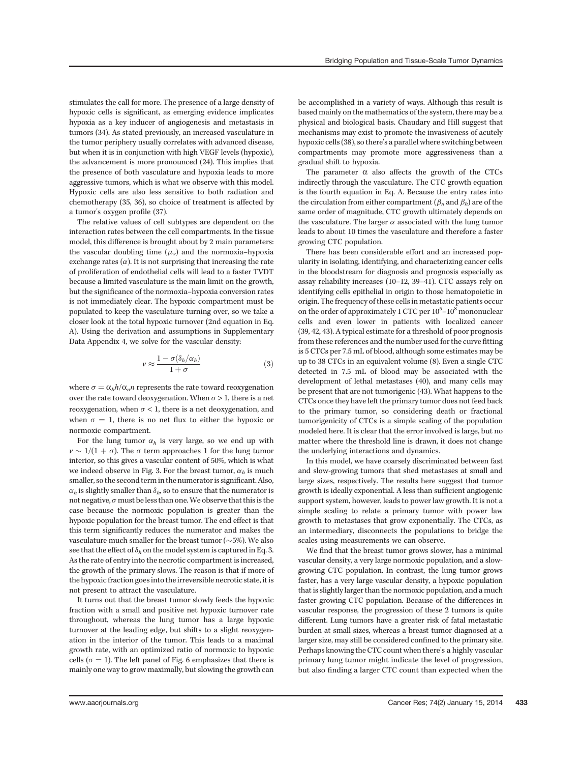stimulates the call for more. The presence of a large density of hypoxic cells is significant, as emerging evidence implicates hypoxia as a key inducer of angiogenesis and metastasis in tumors (34). As stated previously, an increased vasculature in the tumor periphery usually correlates with advanced disease, but when it is in conjunction with high VEGF levels (hypoxic), the advancement is more pronounced (24). This implies that the presence of both vasculature and hypoxia leads to more aggressive tumors, which is what we observe with this model. Hypoxic cells are also less sensitive to both radiation and chemotherapy (35, 36), so choice of treatment is affected by a tumor's oxygen profile (37).

The relative values of cell subtypes are dependent on the interaction rates between the cell compartments. In the tissue model, this difference is brought about by 2 main parameters: the vascular doubling time ($\mu_v$) and the normoxia–hypoxia exchange rates ($\alpha$). It is not surprising that increasing the rate of proliferation of endothelial cells will lead to a faster TVDT because a limited vasculature is the main limit on the growth, but the significance of the normoxia–hypoxia conversion rates is not immediately clear. The hypoxic compartment must be populated to keep the vasculature turning over, so we take a closer look at the total hypoxic turnover (2nd equation in Eq. A). Using the derivation and assumptions in Supplementary Data Appendix 4, we solve for the vascular density:

$$\nu \approx \frac{1 - \sigma(\delta_h/\alpha_h)}{1 + \sigma} \tag{3}$$

where $\sigma = \alpha_h h/\alpha_n n$ represents the rate toward reoxygenation over the rate toward deoxygenation. When $\sigma > 1$, there is a net reoxygenation, when $\sigma < 1$, there is a net deoxygenation, and when $\sigma = 1$, there is no net flux to either the hypoxic or normoxic compartment.

For the lung tumor $\alpha_h$ is very large, so we end up with $\nu \sim 1/(1 + \sigma)$. The $\sigma$ term approaches 1 for the lung tumor interior, so this gives a vascular content of 50%, which is what we indeed observe in Fig. 3. For the breast tumor, $\alpha_h$ is much smaller, so the second term in the numerator is significant. Also, $\alpha_h$ is slightly smaller than $\delta_h$, so to ensure that the numerator is not negative, $\sigma$ must be less than one. We observe that this is the case because the normoxic population is greater than the hypoxic population for the breast tumor. The end effect is that this term significantly reduces the numerator and makes the vasculature much smaller for the breast tumor (~5%). We also see that the effect of $\delta_h$ on the model system is captured in Eq. 3. As the rate of entry into the necrotic compartment is increased, the growth of the primary slows. The reason is that if more of the hypoxic fraction goes into the irreversible necrotic state, it is not present to attract the vasculature.

It turns out that the breast tumor slowly feeds the hypoxic fraction with a small and positive net hypoxic turnover rate throughout, whereas the lung tumor has a large hypoxic turnover at the leading edge, but shifts to a slight reoxygenation in the interior of the tumor. This leads to a maximal growth rate, with an optimized ratio of normoxic to hypoxic cells ($\sigma = 1$). The left panel of Fig. 6 emphasizes that there is mainly one way to grow maximally, but slowing the growth can be accomplished in a variety of ways. Although this result is based mainly on the mathematics of the system, there may be a physical and biological basis. Chaudary and Hill suggest that mechanisms may exist to promote the invasiveness of acutely hypoxic cells (38), so there's a parallel where switching between compartments may promote more aggressiveness than a gradual shift to hypoxia.

The parameter $\alpha$ also affects the growth of the CTCs indirectly through the vasculature. The CTC growth equation is the fourth equation in Eq. A. Because the entry rates into the circulation from either compartment ($\beta_n$ and $\beta_h$) are of the same order of magnitude, CTC growth ultimately depends on the vasculature. The larger $\alpha$ associated with the lung tumor leads to about 10 times the vasculature and therefore a faster growing CTC population.

There has been considerable effort and an increased popularity in isolating, identifying, and characterizing cancer cells in the bloodstream for diagnosis and prognosis especially as assay reliability increases (10–12, 39–41). CTC assays rely on identifying cells epithelial in origin to those hematopoietic in origin. The frequency of these cells in metastatic patients occur on the order of approximately 1 CTC per $10^5$–$10^8$ mononuclear cells and even lower in patients with localized cancer (39, 42, 43). A typical estimate for a threshold of poor prognosis from these references and the number used for the curve fitting is 5 CTCs per 7.5 mL of blood, although some estimates may be up to 38 CTCs in an equivalent volume (8). Even a single CTC detected in 7.5 mL of blood may be associated with the development of lethal metastases (40), and many cells may be present that are not tumorigenic (43). What happens to the CTCs once they have left the primary tumor does not feed back to the primary tumor, so considering death or fractional tumorigenicity of CTCs is a simple scaling of the population modeled here. It is clear that the error involved is large, but no matter where the threshold line is drawn, it does not change the underlying interactions and dynamics.

In this model, we have coarsely discriminated between fast and slow-growing tumors that shed metastases at small and large sizes, respectively. The results here suggest that tumor growth is ideally exponential. A less than sufficient angiogenic support system, however, leads to power law growth. It is not a simple scaling to relate a primary tumor with power law growth to metastases that grow exponentially. The CTCs, as an intermediary, disconnects the populations to bridge the scales using measurements we can observe.

We find that the breast tumor grows slower, has a minimal vascular density, a very large normoxic population, and a slow-growing CTC population. In contrast, the lung tumor grows faster, has a very large vascular density, a hypoxic population that is slightly larger than the normoxic population, and a much faster growing CTC population. Because of the differences in vascular response, the progression of these 2 tumors is quite different. Lung tumors have a greater risk of fatal metastatic burden at small sizes, whereas a breast tumor diagnosed at a larger size, may still be considered confined to the primary site. Perhaps knowing the CTC count when there's a highly vascular primary lung tumor might indicate the level of progression, but also finding a larger CTC count than expected when the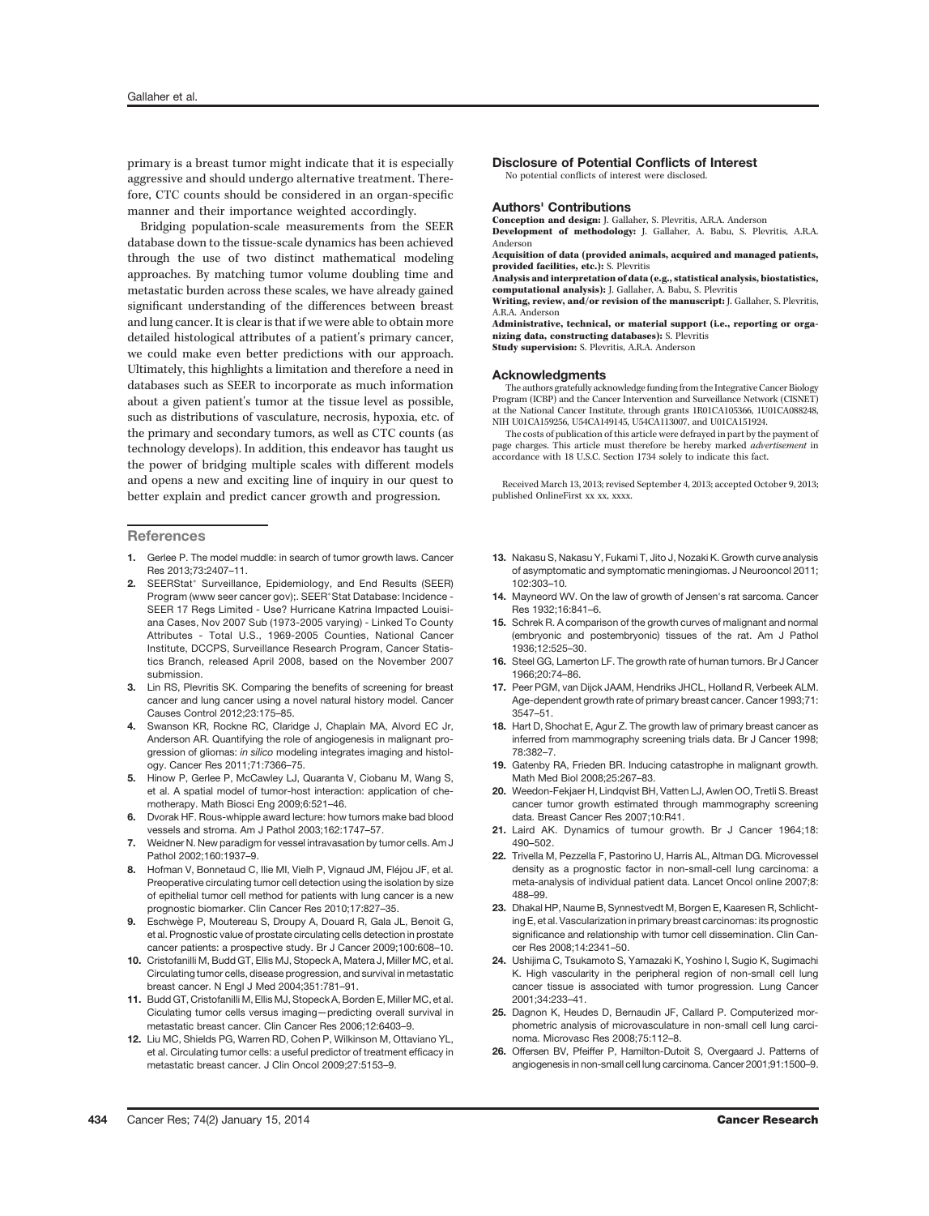primary is a breast tumor might indicate that it is especially aggressive and should undergo alternative treatment. Therefore, CTC counts should be considered in an organ-specific manner and their importance weighted accordingly.

Bridging population-scale measurements from the SEER database down to the tissue-scale dynamics has been achieved through the use of two distinct mathematical modeling approaches. By matching tumor volume doubling time and metastatic burden across these scales, we have already gained significant understanding of the differences between breast and lung cancer. It is clear is that if we were able to obtain more detailed histological attributes of a patient's primary cancer, we could make even better predictions with our approach. Ultimately, this highlights a limitation and therefore a need in databases such as SEER to incorporate as much information about a given patient's tumor at the tissue level as possible, such as distributions of vasculature, necrosis, hypoxia, etc. of the primary and secondary tumors, as well as CTC counts (as technology develops). In addition, this endeavor has taught us the power of bridging multiple scales with different models and opens a new and exciting line of inquiry in our quest to better explain and predict cancer growth and progression.

## Disclosure of Potential Conflicts of Interest

No potential conflicts of interest were disclosed.

## Authors' Contributions

**Conception and design:** J. Gallaher, S. Plevritis, A.R.A. Anderson
**Development of methodology:** J. Gallaher, A. Babu, S. Plevritis, A.R.A. Anderson
**Acquisition of data (provided animals, acquired and managed patients, provided facilities, etc.):** S. Plevritis
**Analysis and interpretation of data (e.g., statistical analysis, biostatistics, computational analysis):** J. Gallaher, A. Babu, S. Plevritis
**Writing, review, and/or revision of the manuscript:** J. Gallaher, S. Plevritis, A.R.A. Anderson
**Administrative, technical, or material support (i.e., reporting or organizing data, constructing databases):** S. Plevritis
**Study supervision:** S. Plevritis, A.R.A. Anderson

## Acknowledgments

The authors gratefully acknowledge funding from the Integrative Cancer Biology Program (ICBP) and the Cancer Intervention and Surveillance Network (CISNET) at the National Cancer Institute, through grants 1R01CA105366, 1U01CA088248, NIH U01CA159256, U54CA149145, U54CA113007, and U01CA151924.

The costs of publication of this article were defrayed in part by the payment of page charges. This article must therefore be hereby marked *advertisement* in accordance with 18 U.S.C. Section 1734 solely to indicate this fact.

Received March 13, 2013; revised September 4, 2013; accepted October 9, 2013; published OnlineFirst xx xx, xxxx.

## References

1. Gerlee P. The model muddle: in search of tumor growth laws. Cancer Res 2013;73:2407–11.
2. SEERStat* Surveillance, Epidemiology, and End Results (SEER) Program (www seer cancer gov);. SEER*Stat Database: Incidence - SEER 17 Regs Limited - Use? Hurricane Katrina Impacted Louisiana Cases, Nov 2007 Sub (1973-2005 varying) - Linked To County Attributes - Total U.S., 1969-2005 Counties, National Cancer Institute, DCCPS, Surveillance Research Program, Cancer Statistics Branch, released April 2008, based on the November 2007 submission.
3. Lin RS, Plevritis SK. Comparing the benefits of screening for breast cancer and lung cancer using a novel natural history model. Cancer Causes Control 2012;23:175–85.
4. Swanson KR, Rockne RC, Claridge J, Chaplain MA, Alvord EC Jr, Anderson AR. Quantifying the role of angiogenesis in malignant progression of gliomas: *in silico* modeling integrates imaging and histology. Cancer Res 2011;71:7366–75.
5. Hinow P, Gerlee P, McCawley LJ, Quaranta V, Ciobanu M, Wang S, et al. A spatial model of tumor-host interaction: application of chemotherapy. Math Biosci Eng 2009;6:521–46.
6. Dvorak HF. Rous-whipple award lecture: how tumors make bad blood vessels and stroma. Am J Pathol 2003;162:1747–57.
7. Weidner N. New paradigm for vessel intravasation by tumor cells. Am J Pathol 2002;160:1937–9.
8. Hofman V, Bonnetaud C, Ilie MI, Vielh P, Vignaud JM, Fléjou JF, et al. Preoperative circulating tumor cell detection using the isolation by size of epithelial tumor cell method for patients with lung cancer is a new prognostic biomarker. Clin Cancer Res 2010;17:827–35.
9. Eschwège P, Moutereau S, Droupy A, Douard R, Gala JL, Benoit G, et al. Prognostic value of prostate circulating cells detection in prostate cancer patients: a prospective study. Br J Cancer 2009;100:608–10.
10. Cristofanilli M, Budd GT, Ellis MJ, Stopeck A, Matera J, Miller MC, et al. Circulating tumor cells, disease progression, and survival in metastatic breast cancer. N Engl J Med 2004;351:781–91.
11. Budd GT, Cristofanilli M, Ellis MJ, Stopeck A, Borden E, Miller MC, et al. Ciculating tumor cells versus imaging—predicting overall survival in metastatic breast cancer. Clin Cancer Res 2006;12:6403–9.
12. Liu MC, Shields PG, Warren RD, Cohen P, Wilkinson M, Ottaviano YL, et al. Circulating tumor cells: a useful predictor of treatment efficacy in metastatic breast cancer. J Clin Oncol 2009;27:5153–9.
13. Nakasu S, Nakasu Y, Fukami T, Jito J, Nozaki K. Growth curve analysis of asymptomatic and symptomatic meningiomas. J Neurooncol 2011;102:303–10.
14. Mayneord WV. On the law of growth of Jensen's rat sarcoma. Cancer Res 1932;16:841–6.
15. Schrek R. A comparison of the growth curves of malignant and normal (embryonic and postembryonic) tissues of the rat. Am J Pathol 1936;12:525–30.
16. Steel GG, Lamerton LF. The growth rate of human tumors. Br J Cancer 1966;20:74–86.
17. Peer PGM, van Dijck JAAM, Hendriks JHCL, Holland R, Verbeek ALM. Age-dependent growth rate of primary breast cancer. Cancer 1993;71:3547–51.
18. Hart D, Shochat E, Agur Z. The growth law of primary breast cancer as inferred from mammography screening trials data. Br J Cancer 1998;78:382–7.
19. Gatenby RA, Frieden BR. Inducing catastrophe in malignant growth. Math Med Biol 2008;25:267–83.
20. Weedon-Fekjaer H, Lindqvist BH, Vatten LJ, Awlen OO, Tretli S. Breast cancer tumor growth estimated through mammography screening data. Breast Cancer Res 2007;10:R41.
21. Laird AK. Dynamics of tumour growth. Br J Cancer 1964;18:490–502.
22. Trivella M, Pezzella F, Pastorino U, Harris AL, Altman DG. Microvessel density as a prognostic factor in non-small-cell lung carcinoma: a meta-analysis of individual patient data. Lancet Oncol online 2007;8:488–99.
23. Dhakal HP, Naume B, Synnestvedt M, Borgen E, Kaaresen R, Schlichting E, et al. Vascularization in primary breast carcinomas: its prognostic significance and relationship with tumor cell dissemination. Clin Cancer Res 2008;14:2341–50.
24. Ushijima C, Tsukamoto S, Yamazaki K, Yoshino I, Sugio K, Sugimachi K. High vascularity in the peripheral region of non-small cell lung cancer tissue is associated with tumor progression. Lung Cancer 2001;34:233–41.
25. Dagnon K, Heudes D, Bernaudin JF, Callard P. Computerized morphometric analysis of microvasculature in non-small cell lung carcinoma. Microvasc Res 2008;75:112–8.
26. Offersen BV, Pfeiffer P, Hamilton-Dutoit S, Overgaard J. Patterns of angiogenesis in non-small cell lung carcinoma. Cancer 2001;91:1500–9.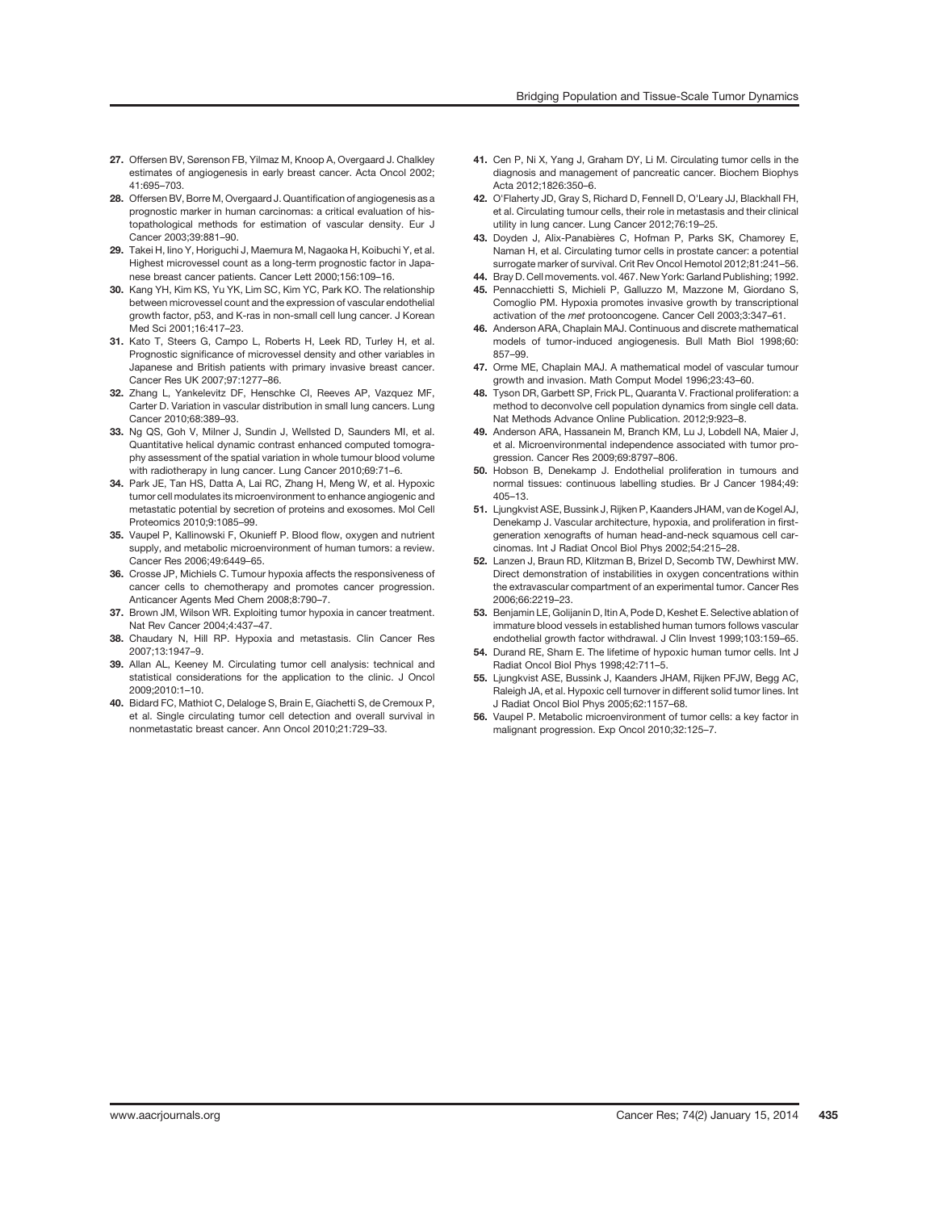27. Offersen BV, Sørenson FB, Yilmaz M, Knoop A, Overgaard J. Chalkley estimates of angiogenesis in early breast cancer. Acta Oncol 2002; 41:695–703.
28. Offersen BV, Borre M, Overgaard J. Quantification of angiogenesis as a prognostic marker in human carcinomas: a critical evaluation of histopathological methods for estimation of vascular density. Eur J Cancer 2003;39:881–90.
29. Takei H, Iino Y, Horiguchi J, Maemura M, Nagaoka H, Koibuchi Y, et al. Highest microvessel count as a long-term prognostic factor in Japanese breast cancer patients. Cancer Lett 2000;156:109–16.
30. Kang YH, Kim KS, Yu YK, Lim SC, Kim YC, Park KO. The relationship between microvessel count and the expression of vascular endothelial growth factor, p53, and K-ras in non-small cell lung cancer. J Korean Med Sci 2001;16:417–23.
31. Kato T, Steers G, Campo L, Roberts H, Leek RD, Turley H, et al. Prognostic significance of microvessel density and other variables in Japanese and British patients with primary invasive breast cancer. Cancer Res UK 2007;97:1277–86.
32. Zhang L, Yankelevitz DF, Henschke CI, Reeves AP, Vazquez MF, Carter D. Variation in vascular distribution in small lung cancers. Lung Cancer 2010;68:389–93.
33. Ng QS, Goh V, Milner J, Sundin J, Wellsted D, Saunders MI, et al. Quantitative helical dynamic contrast enhanced computed tomography assessment of the spatial variation in whole tumour blood volume with radiotherapy in lung cancer. Lung Cancer 2010;69:71–6.
34. Park JE, Tan HS, Datta A, Lai RC, Zhang H, Meng W, et al. Hypoxic tumor cell modulates its microenvironment to enhance angiogenic and metastatic potential by secretion of proteins and exosomes. Mol Cell Proteomics 2010;9:1085–99.
35. Vaupel P, Kallinowski F, Okunieff P. Blood flow, oxygen and nutrient supply, and metabolic microenvironment of human tumors: a review. Cancer Res 2006;49:6449–65.
36. Crosse JP, Michiels C. Tumour hypoxia affects the responsiveness of cancer cells to chemotherapy and promotes cancer progression. Anticancer Agents Med Chem 2008;8:790–7.
37. Brown JM, Wilson WR. Exploiting tumor hypoxia in cancer treatment. Nat Rev Cancer 2004;4:437–47.
38. Chaudary N, Hill RP. Hypoxia and metastasis. Clin Cancer Res 2007;13:1947–9.
39. Allan AL, Keeney M. Circulating tumor cell analysis: technical and statistical considerations for the application to the clinic. J Oncol 2009;2010:1–10.
40. Bidard FC, Mathiot C, Delaloge S, Brain E, Giachetti S, de Cremoux P, et al. Single circulating tumor cell detection and overall survival in nonmetastatic breast cancer. Ann Oncol 2010;21:729–33.
41. Cen P, Ni X, Yang J, Graham DY, Li M. Circulating tumor cells in the diagnosis and management of pancreatic cancer. Biochem Biophys Acta 2012;1826:350–6.
42. O'Flaherty JD, Gray S, Richard D, Fennell D, O'Leary JJ, Blackhall FH, et al. Circulating tumour cells, their role in metastasis and their clinical utility in lung cancer. Lung Cancer 2012;76:19–25.
43. Doyden J, Alix-Panabières C, Hofman P, Parks SK, Chamorey E, Naman H, et al. Circulating tumor cells in prostate cancer: a potential surrogate marker of survival. Crit Rev Oncol Hemotol 2012;81:241–56.
44. Bray D. Cell movements. vol. 467. New York: Garland Publishing; 1992.
45. Pennacchietti S, Michieli P, Galluzzo M, Mazzone M, Giordano S, Comoglio PM. Hypoxia promotes invasive growth by transcriptional activation of the *met* protooncogene. Cancer Cell 2003;3:347–61.
46. Anderson ARA, Chaplain MAJ. Continuous and discrete mathematical models of tumor-induced angiogenesis. Bull Math Biol 1998;60: 857–99.
47. Orme ME, Chaplain MAJ. A mathematical model of vascular tumour growth and invasion. Math Comput Model 1996;23:43–60.
48. Tyson DR, Garbett SP, Frick PL, Quaranta V. Fractional proliferation: a method to deconvolve cell population dynamics from single cell data. Nat Methods Advance Online Publication. 2012;9:923–8.
49. Anderson ARA, Hassanein M, Branch KM, Lu J, Lobdell NA, Maier J, et al. Microenvironmental independence associated with tumor progression. Cancer Res 2009;69:8797–806.
50. Hobson B, Denekamp J. Endothelial proliferation in tumours and normal tissues: continuous labelling studies. Br J Cancer 1984;49: 405–13.
51. Ljungkvist ASE, Bussink J, Rijken P, Kaanders JHAM, van de Kogel AJ, Denekamp J. Vascular architecture, hypoxia, and proliferation in first-generation xenografts of human head-and-neck squamous cell carcinomas. Int J Radiat Oncol Biol Phys 2002;54:215–28.
52. Lanzen J, Braun RD, Klitzman B, Brizel D, Secomb TW, Dewhirst MW. Direct demonstration of instabilities in oxygen concentrations within the extravascular compartment of an experimental tumor. Cancer Res 2006;66:2219–23.
53. Benjamin LE, Golijanin D, Itin A, Pode D, Keshet E. Selective ablation of immature blood vessels in established human tumors follows vascular endothelial growth factor withdrawal. J Clin Invest 1999;103:159–65.
54. Durand RE, Sham E. The lifetime of hypoxic human tumor cells. Int J Radiat Oncol Biol Phys 1998;42:711–5.
55. Ljungkvist ASE, Bussink J, Kaanders JHAM, Rijken PFJW, Begg AC, Raleigh JA, et al. Hypoxic cell turnover in different solid tumor lines. Int J Radiat Oncol Biol Phys 2005;62:1157–68.
56. Vaupel P. Metabolic microenvironment of tumor cells: a key factor in malignant progression. Exp Oncol 2010;32:125–7.